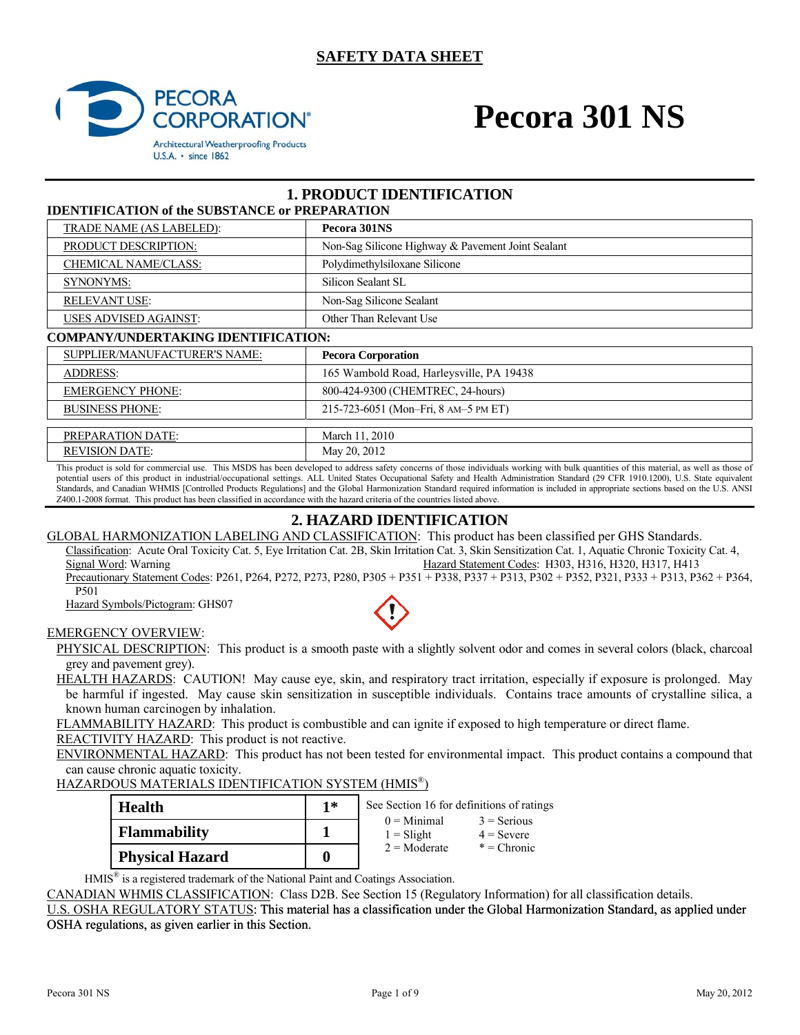# SAFETY DATA SHEET

PECORA CORPORATION®
Architectural Weatherproofing Products
U.S.A. • since 1862

# Pecora 301 NS

## 1. PRODUCT IDENTIFICATION

### IDENTIFICATION of the SUBSTANCE or PREPARATION

| | |
|---|---|
| TRADE NAME (AS LABELED): | **Pecora 301NS** |
| PRODUCT DESCRIPTION: | Non-Sag Silicone Highway & Pavement Joint Sealant |
| CHEMICAL NAME/CLASS: | Polydimethylsiloxane Silicone |
| SYNONYMS: | Silicon Sealant SL |
| RELEVANT USE: | Non-Sag Silicone Sealant |
| USES ADVISED AGAINST: | Other Than Relevant Use |

### COMPANY/UNDERTAKING IDENTIFICATION:

| | |
|---|---|
| SUPPLIER/MANUFACTURER'S NAME: | **Pecora Corporation** |
| ADDRESS: | 165 Wambold Road, Harleysville, PA 19438 |
| EMERGENCY PHONE: | 800-424-9300 (CHEMTREC, 24-hours) |
| BUSINESS PHONE: | 215-723-6051 (Mon–Fri, 8 AM–5 PM ET) |

| | |
|---|---|
| PREPARATION DATE: | March 11, 2010 |
| REVISION DATE: | May 20, 2012 |

This product is sold for commercial use. This MSDS has been developed to address safety concerns of those individuals working with bulk quantities of this material, as well as those of potential users of this product in industrial/occupational settings. ALL United States Occupational Safety and Health Administration Standard (29 CFR 1910.1200), U.S. State equivalent Standards, and Canadian WHMIS [Controlled Products Regulations] and the Global Harmonization Standard required information is included in appropriate sections based on the U.S. ANSI Z400.1-2008 format. This product has been classified in accordance with the hazard criteria of the countries listed above.

## 2. HAZARD IDENTIFICATION

GLOBAL HARMONIZATION LABELING AND CLASSIFICATION: This product has been classified per GHS Standards.

Classification: Acute Oral Toxicity Cat. 5, Eye Irritation Cat. 2B, Skin Irritation Cat. 3, Skin Sensitization Cat. 1, Aquatic Chronic Toxicity Cat. 4,

Signal Word: Warning

Hazard Statement Codes: H303, H316, H320, H317, H413

Precautionary Statement Codes: P261, P264, P272, P273, P280, P305 + P351 + P338, P337 + P313, P302 + P352, P321, P333 + P313, P362 + P364, P501

Hazard Symbols/Pictogram: GHS07

EMERGENCY OVERVIEW:

PHYSICAL DESCRIPTION: This product is a smooth paste with a slightly solvent odor and comes in several colors (black, charcoal grey and pavement grey).

HEALTH HAZARDS: CAUTION! May cause eye, skin, and respiratory tract irritation, especially if exposure is prolonged. May be harmful if ingested. May cause skin sensitization in susceptible individuals. Contains trace amounts of crystalline silica, a known human carcinogen by inhalation.

FLAMMABILITY HAZARD: This product is combustible and can ignite if exposed to high temperature or direct flame.

REACTIVITY HAZARD: This product is not reactive.

ENVIRONMENTAL HAZARD: This product has not been tested for environmental impact. This product contains a compound that can cause chronic aquatic toxicity.

HAZARDOUS MATERIALS IDENTIFICATION SYSTEM (HMIS®)

| | |
|---|---|
| **Health** | **1*** |
| **Flammability** | **1** |
| **Physical Hazard** | **0** |

See Section 16 for definitions of ratings

0 = Minimal, 1 = Slight, 2 = Moderate, 3 = Serious, 4 = Severe, * = Chronic

HMIS® is a registered trademark of the National Paint and Coatings Association.

CANADIAN WHMIS CLASSIFICATION: Class D2B. See Section 15 (Regulatory Information) for all classification details.

U.S. OSHA REGULATORY STATUS: This material has a classification under the Global Harmonization Standard, as applied under OSHA regulations, as given earlier in this Section.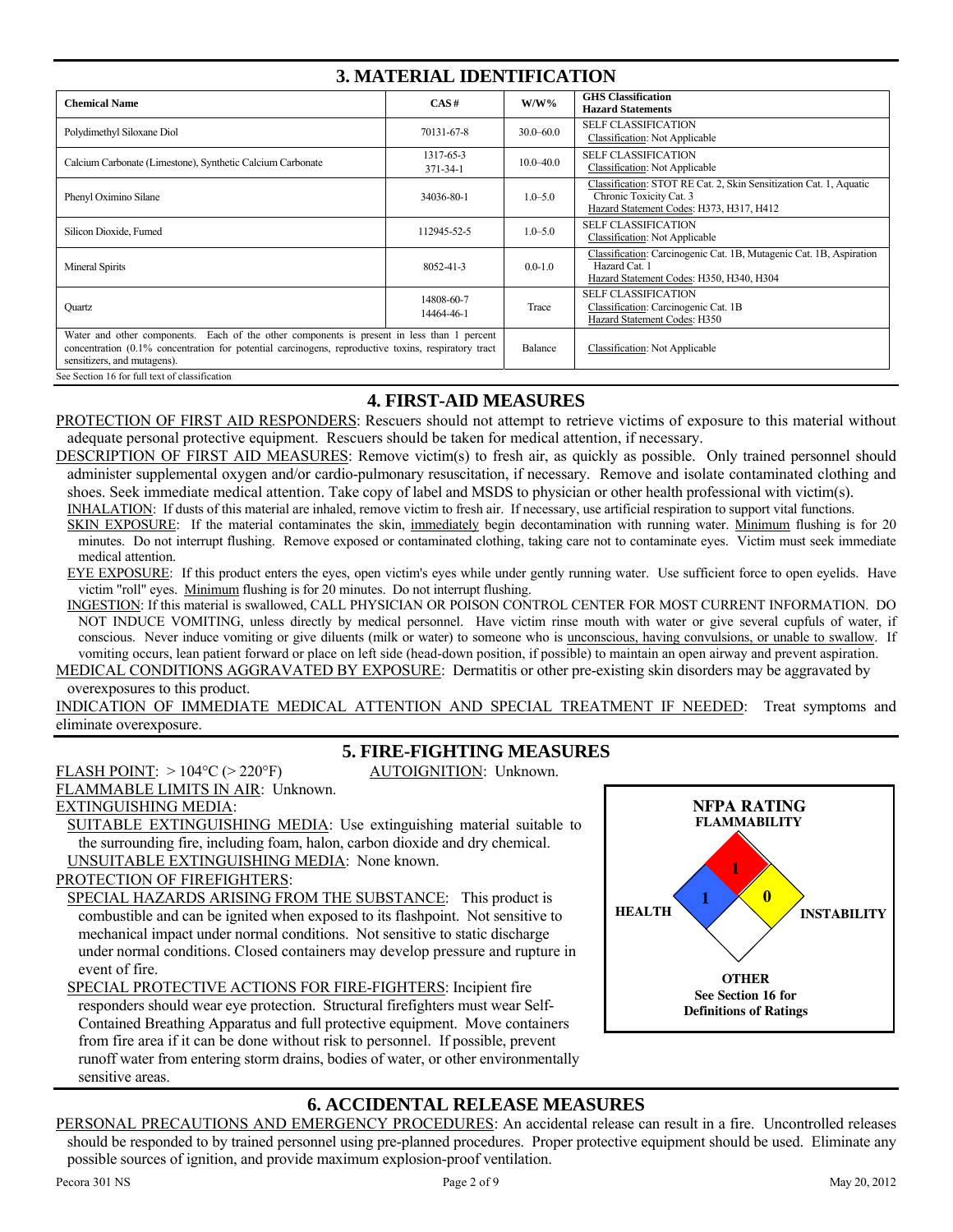## 3. MATERIAL IDENTIFICATION

| Chemical Name | CAS # | W/W% | GHS Classification Hazard Statements |
|---|---|---|---|
| Polydimethyl Siloxane Diol | 70131-67-8 | 30.0–60.0 | SELF CLASSIFICATION<br>Classification: Not Applicable |
| Calcium Carbonate (Limestone), Synthetic Calcium Carbonate | 1317-65-3<br>371-34-1 | 10.0–40.0 | SELF CLASSIFICATION<br>Classification: Not Applicable |
| Phenyl Oximino Silane | 34036-80-1 | 1.0–5.0 | Classification: STOT RE Cat. 2, Skin Sensitization Cat. 1, Aquatic Chronic Toxicity Cat. 3<br>Hazard Statement Codes: H373, H317, H412 |
| Silicon Dioxide, Fumed | 112945-52-5 | 1.0–5.0 | SELF CLASSIFICATION<br>Classification: Not Applicable |
| Mineral Spirits | 8052-41-3 | 0.0-1.0 | Classification: Carcinogenic Cat. 1B, Mutagenic Cat. 1B, Aspiration Hazard Cat. 1<br>Hazard Statement Codes: H350, H340, H304 |
| Quartz | 14808-60-7<br>14464-46-1 | Trace | SELF CLASSIFICATION<br>Classification: Carcinogenic Cat. 1B<br>Hazard Statement Codes: H350 |
| Water and other components. Each of the other components is present in less than 1 percent concentration (0.1% concentration for potential carcinogens, reproductive toxins, respiratory tract sensitizers, and mutagens). | | Balance | Classification: Not Applicable |

See Section 16 for full text of classification

## 4. FIRST-AID MEASURES

PROTECTION OF FIRST AID RESPONDERS: Rescuers should not attempt to retrieve victims of exposure to this material without adequate personal protective equipment. Rescuers should be taken for medical attention, if necessary.

DESCRIPTION OF FIRST AID MEASURES: Remove victim(s) to fresh air, as quickly as possible. Only trained personnel should administer supplemental oxygen and/or cardio-pulmonary resuscitation, if necessary. Remove and isolate contaminated clothing and shoes. Seek immediate medical attention. Take copy of label and MSDS to physician or other health professional with victim(s).

INHALATION: If dusts of this material are inhaled, remove victim to fresh air. If necessary, use artificial respiration to support vital functions.

SKIN EXPOSURE: If the material contaminates the skin, immediately begin decontamination with running water. Minimum flushing is for 20 minutes. Do not interrupt flushing. Remove exposed or contaminated clothing, taking care not to contaminate eyes. Victim must seek immediate medical attention.

EYE EXPOSURE: If this product enters the eyes, open victim's eyes while under gently running water. Use sufficient force to open eyelids. Have victim "roll" eyes. Minimum flushing is for 20 minutes. Do not interrupt flushing.

INGESTION: If this material is swallowed, CALL PHYSICIAN OR POISON CONTROL CENTER FOR MOST CURRENT INFORMATION. DO NOT INDUCE VOMITING, unless directly by medical personnel. Have victim rinse mouth with water or give several cupfuls of water, if conscious. Never induce vomiting or give diluents (milk or water) to someone who is unconscious, having convulsions, or unable to swallow. If vomiting occurs, lean patient forward or place on left side (head-down position, if possible) to maintain an open airway and prevent aspiration.

MEDICAL CONDITIONS AGGRAVATED BY EXPOSURE: Dermatitis or other pre-existing skin disorders may be aggravated by overexposures to this product.

INDICATION OF IMMEDIATE MEDICAL ATTENTION AND SPECIAL TREATMENT IF NEEDED: Treat symptoms and eliminate overexposure.

## 5. FIRE-FIGHTING MEASURES

FLASH POINT: > 104°C (> 220°F) AUTOIGNITION: Unknown.

FLAMMABLE LIMITS IN AIR: Unknown.

EXTINGUISHING MEDIA:

SUITABLE EXTINGUISHING MEDIA: Use extinguishing material suitable to the surrounding fire, including foam, halon, carbon dioxide and dry chemical.

UNSUITABLE EXTINGUISHING MEDIA: None known.

PROTECTION OF FIREFIGHTERS:

SPECIAL HAZARDS ARISING FROM THE SUBSTANCE: This product is combustible and can be ignited when exposed to its flashpoint. Not sensitive to mechanical impact under normal conditions. Not sensitive to static discharge under normal conditions. Closed containers may develop pressure and rupture in event of fire.

SPECIAL PROTECTIVE ACTIONS FOR FIRE-FIGHTERS: Incipient fire responders should wear eye protection. Structural firefighters must wear Self-Contained Breathing Apparatus and full protective equipment. Move containers from fire area if it can be done without risk to personnel. If possible, prevent runoff water from entering storm drains, bodies of water, or other environmentally sensitive areas.

**NFPA RATING**

| FLAMMABILITY | HEALTH | INSTABILITY | OTHER |
|---|---|---|---|
| 1 | 1 | 0 | |

See Section 16 for Definitions of Ratings

## 6. ACCIDENTAL RELEASE MEASURES

PERSONAL PRECAUTIONS AND EMERGENCY PROCEDURES: An accidental release can result in a fire. Uncontrolled releases should be responded to by trained personnel using pre-planned procedures. Proper protective equipment should be used. Eliminate any possible sources of ignition, and provide maximum explosion-proof ventilation.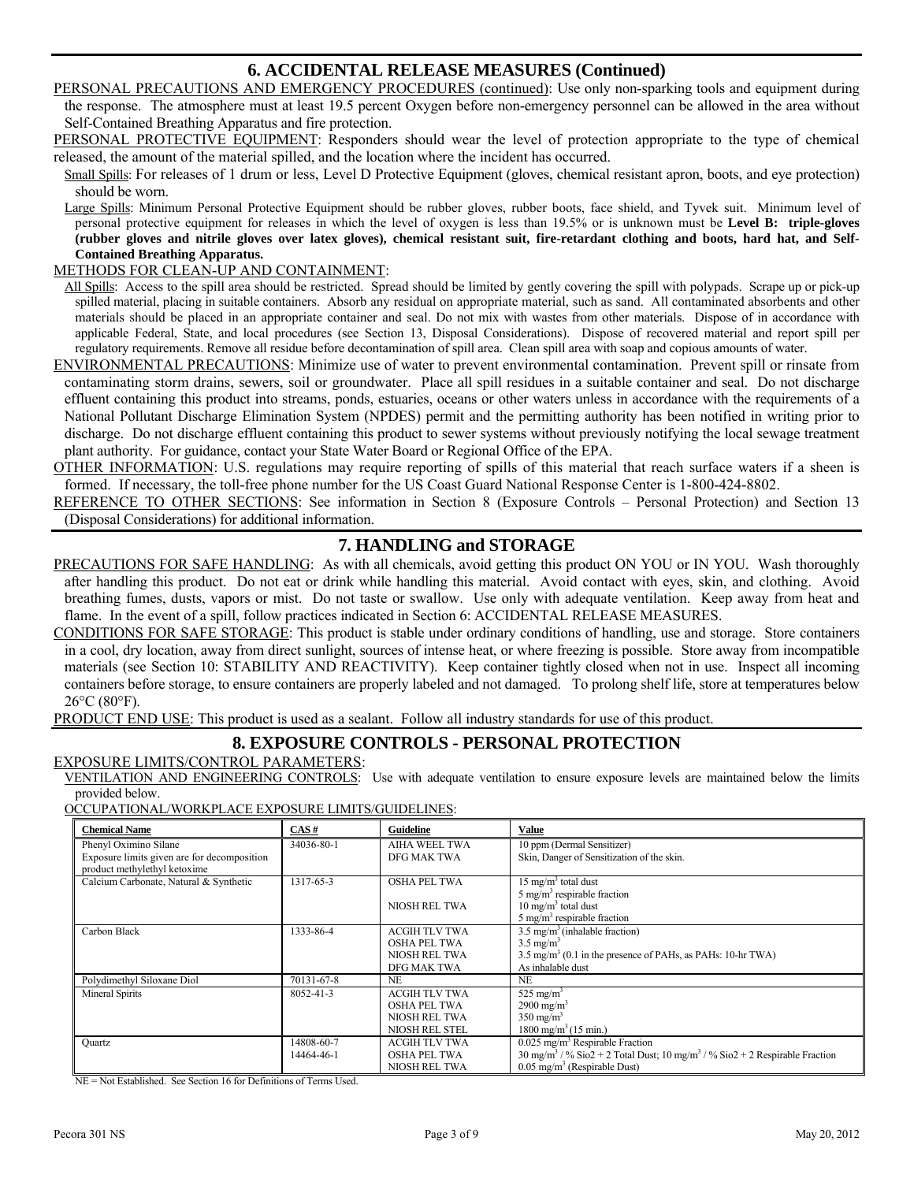## 6. ACCIDENTAL RELEASE MEASURES (Continued)

PERSONAL PRECAUTIONS AND EMERGENCY PROCEDURES (continued): Use only non-sparking tools and equipment during the response. The atmosphere must at least 19.5 percent Oxygen before non-emergency personnel can be allowed in the area without Self-Contained Breathing Apparatus and fire protection.

PERSONAL PROTECTIVE EQUIPMENT: Responders should wear the level of protection appropriate to the type of chemical released, the amount of the material spilled, and the location where the incident has occurred.

Small Spills: For releases of 1 drum or less, Level D Protective Equipment (gloves, chemical resistant apron, boots, and eye protection) should be worn.

Large Spills: Minimum Personal Protective Equipment should be rubber gloves, rubber boots, face shield, and Tyvek suit. Minimum level of personal protective equipment for releases in which the level of oxygen is less than 19.5% or is unknown must be **Level B: triple-gloves (rubber gloves and nitrile gloves over latex gloves), chemical resistant suit, fire-retardant clothing and boots, hard hat, and Self-Contained Breathing Apparatus.**

METHODS FOR CLEAN-UP AND CONTAINMENT:

All Spills: Access to the spill area should be restricted. Spread should be limited by gently covering the spill with polypads. Scrape up or pick-up spilled material, placing in suitable containers. Absorb any residual on appropriate material, such as sand. All contaminated absorbents and other materials should be placed in an appropriate container and seal. Do not mix with wastes from other materials. Dispose of in accordance with applicable Federal, State, and local procedures (see Section 13, Disposal Considerations). Dispose of recovered material and report spill per regulatory requirements. Remove all residue before decontamination of spill area. Clean spill area with soap and copious amounts of water.

ENVIRONMENTAL PRECAUTIONS: Minimize use of water to prevent environmental contamination. Prevent spill or rinsate from contaminating storm drains, sewers, soil or groundwater. Place all spill residues in a suitable container and seal. Do not discharge effluent containing this product into streams, ponds, estuaries, oceans or other waters unless in accordance with the requirements of a National Pollutant Discharge Elimination System (NPDES) permit and the permitting authority has been notified in writing prior to discharge. Do not discharge effluent containing this product to sewer systems without previously notifying the local sewage treatment plant authority. For guidance, contact your State Water Board or Regional Office of the EPA.

OTHER INFORMATION: U.S. regulations may require reporting of spills of this material that reach surface waters if a sheen is formed. If necessary, the toll-free phone number for the US Coast Guard National Response Center is 1-800-424-8802.

REFERENCE TO OTHER SECTIONS: See information in Section 8 (Exposure Controls – Personal Protection) and Section 13 (Disposal Considerations) for additional information.

## 7. HANDLING and STORAGE

PRECAUTIONS FOR SAFE HANDLING: As with all chemicals, avoid getting this product ON YOU or IN YOU. Wash thoroughly after handling this product. Do not eat or drink while handling this material. Avoid contact with eyes, skin, and clothing. Avoid breathing fumes, dusts, vapors or mist. Do not taste or swallow. Use only with adequate ventilation. Keep away from heat and flame. In the event of a spill, follow practices indicated in Section 6: ACCIDENTAL RELEASE MEASURES.

CONDITIONS FOR SAFE STORAGE: This product is stable under ordinary conditions of handling, use and storage. Store containers in a cool, dry location, away from direct sunlight, sources of intense heat, or where freezing is possible. Store away from incompatible materials (see Section 10: STABILITY AND REACTIVITY). Keep container tightly closed when not in use. Inspect all incoming containers before storage, to ensure containers are properly labeled and not damaged. To prolong shelf life, store at temperatures below 26°C (80°F).

PRODUCT END USE: This product is used as a sealant. Follow all industry standards for use of this product.

## 8. EXPOSURE CONTROLS - PERSONAL PROTECTION

EXPOSURE LIMITS/CONTROL PARAMETERS:

VENTILATION AND ENGINEERING CONTROLS: Use with adequate ventilation to ensure exposure levels are maintained below the limits provided below.

OCCUPATIONAL/WORKPLACE EXPOSURE LIMITS/GUIDELINES:

| Chemical Name | CAS # | Guideline | Value |
|---|---|---|---|
| Phenyl Oximino Silane<br>Exposure limits given are for decomposition product methylethyl ketoxime | 34036-80-1 | AIHA WEEL TWA<br>DFG MAK TWA | 10 ppm (Dermal Sensitizer)<br>Skin, Danger of Sensitization of the skin. |
| Calcium Carbonate, Natural & Synthetic | 1317-65-3 | OSHA PEL TWA<br><br>NIOSH REL TWA | 15 mg/m$^3$ total dust<br>5 mg/m$^3$ respirable fraction<br>10 mg/m$^3$ total dust<br>5 mg/m$^3$ respirable fraction |
| Carbon Black | 1333-86-4 | ACGIH TLV TWA<br>OSHA PEL TWA<br>NIOSH REL TWA<br>DFG MAK TWA | 3.5 mg/m$^3$ (inhalable fraction)<br>3.5 mg/m$^3$<br>3.5 mg/m$^3$ (0.1 in the presence of PAHs, as PAHs: 10-hr TWA)<br>As inhalable dust |
| Polydimethyl Siloxane Diol | 70131-67-8 | NE | NE |
| Mineral Spirits | 8052-41-3 | ACGIH TLV TWA<br>OSHA PEL TWA<br>NIOSH REL TWA<br>NIOSH REL STEL | 525 mg/m$^3$<br>2900 mg/m$^3$<br>350 mg/m$^3$<br>1800 mg/m$^3$ (15 min.) |
| Quartz | 14808-60-7<br>14464-46-1 | ACGIH TLV TWA<br>OSHA PEL TWA<br>NIOSH REL TWA | 0.025 mg/m$^3$ Respirable Fraction<br>30 mg/m$^3$ / % Sio2 + 2 Total Dust; 10 mg/m$^3$ / % Sio2 + 2 Respirable Fraction<br>0.05 mg/m$^3$ (Respirable Dust) |

NE = Not Established. See Section 16 for Definitions of Terms Used.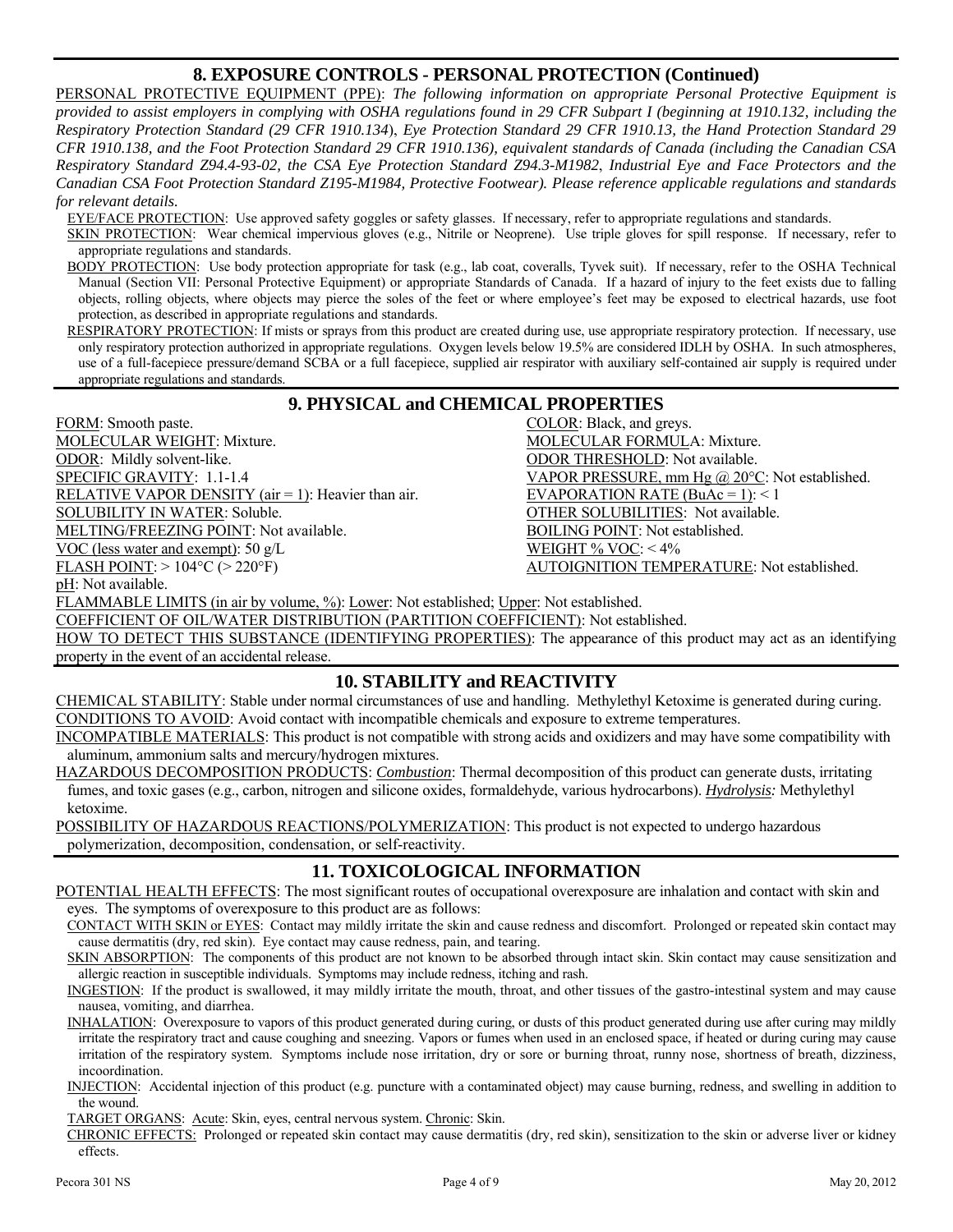## 8. EXPOSURE CONTROLS - PERSONAL PROTECTION (Continued)

PERSONAL PROTECTIVE EQUIPMENT (PPE): *The following information on appropriate Personal Protective Equipment is provided to assist employers in complying with OSHA regulations found in 29 CFR Subpart I (beginning at 1910.132, including the Respiratory Protection Standard (29 CFR 1910.134), Eye Protection Standard 29 CFR 1910.13, the Hand Protection Standard 29 CFR 1910.138, and the Foot Protection Standard 29 CFR 1910.136), equivalent standards of Canada (including the Canadian CSA Respiratory Standard Z94.4-93-02, the CSA Eye Protection Standard Z94.3-M1982, Industrial Eye and Face Protectors and the Canadian CSA Foot Protection Standard Z195-M1984, Protective Footwear). Please reference applicable regulations and standards for relevant details.*

EYE/FACE PROTECTION: Use approved safety goggles or safety glasses. If necessary, refer to appropriate regulations and standards.

SKIN PROTECTION: Wear chemical impervious gloves (e.g., Nitrile or Neoprene). Use triple gloves for spill response. If necessary, refer to appropriate regulations and standards.

BODY PROTECTION: Use body protection appropriate for task (e.g., lab coat, coveralls, Tyvek suit). If necessary, refer to the OSHA Technical Manual (Section VII: Personal Protective Equipment) or appropriate Standards of Canada. If a hazard of injury to the feet exists due to falling objects, rolling objects, where objects may pierce the soles of the feet or where employee's feet may be exposed to electrical hazards, use foot protection, as described in appropriate regulations and standards.

RESPIRATORY PROTECTION: If mists or sprays from this product are created during use, use appropriate respiratory protection. If necessary, use only respiratory protection authorized in appropriate regulations. Oxygen levels below 19.5% are considered IDLH by OSHA. In such atmospheres, use of a full-facepiece pressure/demand SCBA or a full facepiece, supplied air respirator with auxiliary self-contained air supply is required under appropriate regulations and standards.

## 9. PHYSICAL and CHEMICAL PROPERTIES

FORM: Smooth paste.
COLOR: Black, and greys.
MOLECULAR WEIGHT: Mixture.
MOLECULAR FORMULA: Mixture.
ODOR: Mildly solvent-like.
ODOR THRESHOLD: Not available.
SPECIFIC GRAVITY: 1.1-1.4
VAPOR PRESSURE, mm Hg @ 20°C: Not established.
RELATIVE VAPOR DENSITY (air = 1): Heavier than air.
EVAPORATION RATE (BuAc = 1): < 1
SOLUBILITY IN WATER: Soluble.
OTHER SOLUBILITIES: Not available.
MELTING/FREEZING POINT: Not available.
BOILING POINT: Not established.
VOC (less water and exempt): 50 g/L
WEIGHT % VOC: < 4%
FLASH POINT: > 104°C (> 220°F)
AUTOIGNITION TEMPERATURE: Not established.
pH: Not available.
FLAMMABLE LIMITS (in air by volume, %): Lower: Not established; Upper: Not established.
COEFFICIENT OF OIL/WATER DISTRIBUTION (PARTITION COEFFICIENT): Not established.
HOW TO DETECT THIS SUBSTANCE (IDENTIFYING PROPERTIES): The appearance of this product may act as an identifying property in the event of an accidental release.

## 10. STABILITY and REACTIVITY

CHEMICAL STABILITY: Stable under normal circumstances of use and handling. Methylethyl Ketoxime is generated during curing.

CONDITIONS TO AVOID: Avoid contact with incompatible chemicals and exposure to extreme temperatures.

INCOMPATIBLE MATERIALS: This product is not compatible with strong acids and oxidizers and may have some compatibility with aluminum, ammonium salts and mercury/hydrogen mixtures.

HAZARDOUS DECOMPOSITION PRODUCTS: ***Combustion***: Thermal decomposition of this product can generate dusts, irritating fumes, and toxic gases (e.g., carbon, nitrogen and silicone oxides, formaldehyde, various hydrocarbons). ***Hydrolysis:*** Methylethyl ketoxime.

POSSIBILITY OF HAZARDOUS REACTIONS/POLYMERIZATION: This product is not expected to undergo hazardous polymerization, decomposition, condensation, or self-reactivity.

## 11. TOXICOLOGICAL INFORMATION

POTENTIAL HEALTH EFFECTS: The most significant routes of occupational overexposure are inhalation and contact with skin and eyes. The symptoms of overexposure to this product are as follows:

CONTACT WITH SKIN or EYES: Contact may mildly irritate the skin and cause redness and discomfort. Prolonged or repeated skin contact may cause dermatitis (dry, red skin). Eye contact may cause redness, pain, and tearing.

SKIN ABSORPTION: The components of this product are not known to be absorbed through intact skin. Skin contact may cause sensitization and allergic reaction in susceptible individuals. Symptoms may include redness, itching and rash.

INGESTION: If the product is swallowed, it may mildly irritate the mouth, throat, and other tissues of the gastro-intestinal system and may cause nausea, vomiting, and diarrhea.

INHALATION: Overexposure to vapors of this product generated during curing, or dusts of this product generated during use after curing may mildly irritate the respiratory tract and cause coughing and sneezing. Vapors or fumes when used in an enclosed space, if heated or during curing may cause irritation of the respiratory system. Symptoms include nose irritation, dry or sore or burning throat, runny nose, shortness of breath, dizziness, incoordination.

INJECTION: Accidental injection of this product (e.g. puncture with a contaminated object) may cause burning, redness, and swelling in addition to the wound.

TARGET ORGANS: Acute: Skin, eyes, central nervous system. Chronic: Skin.

CHRONIC EFFECTS: Prolonged or repeated skin contact may cause dermatitis (dry, red skin), sensitization to the skin or adverse liver or kidney effects.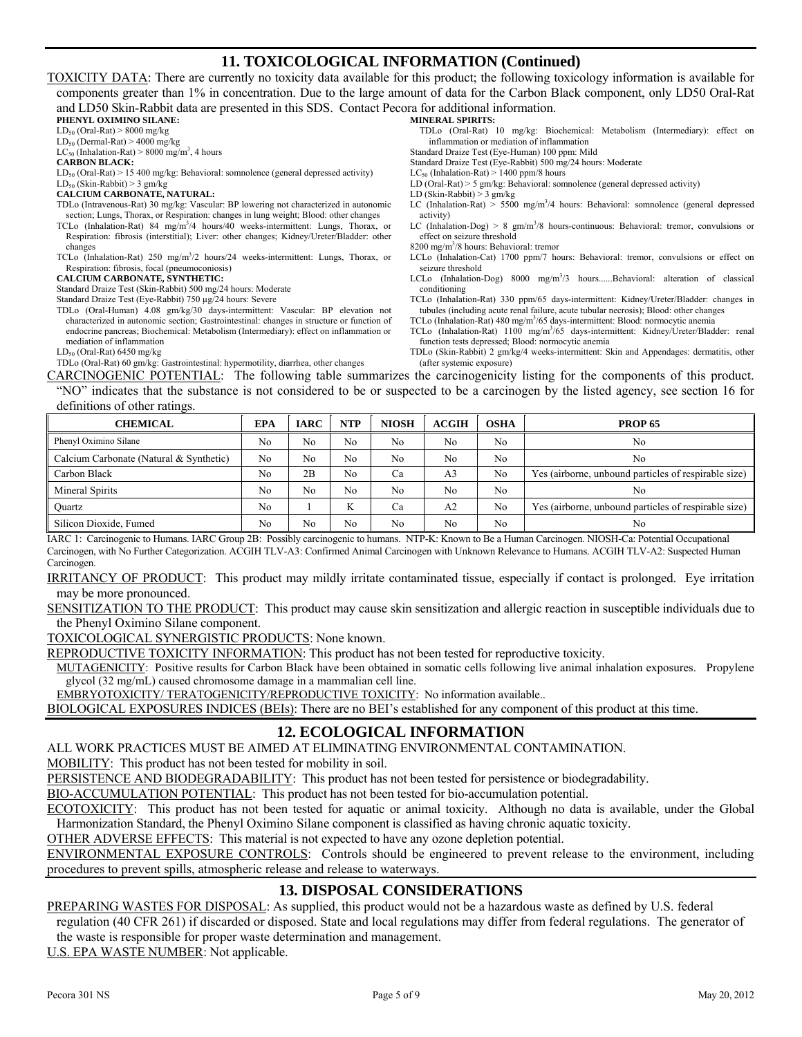## 11. TOXICOLOGICAL INFORMATION (Continued)

TOXICITY DATA: There are currently no toxicity data available for this product; the following toxicology information is available for components greater than 1% in concentration. Due to the large amount of data for the Carbon Black component, only LD50 Oral-Rat and LD50 Skin-Rabbit data are presented in this SDS. Contact Pecora for additional information.

**PHENYL OXIMINO SILANE:**

$LD_{50}$ (Oral-Rat) > 8000 mg/kg
$LD_{50}$ (Dermal-Rat) > 4000 mg/kg
$LC_{50}$ (Inhalation-Rat) > 8000 mg/m$^3$, 4 hours

**CARBON BLACK:**

$LD_{50}$ (Oral-Rat) > 15 400 mg/kg: Behavioral: somnolence (general depressed activity)
$LD_{50}$ (Skin-Rabbit) > 3 gm/kg

**CALCIUM CARBONATE, NATURAL:**

TDLo (Intravenous-Rat) 30 mg/kg: Vascular: BP lowering not characterized in autonomic section; Lungs, Thorax, or Respiration: changes in lung weight; Blood: other changes
TCLo (Inhalation-Rat) 84 mg/m$^3$/4 hours/40 weeks-intermittent: Lungs, Thorax, or Respiration: fibrosis (interstitial); Liver: other changes; Kidney/Ureter/Bladder: other changes
TCLo (Inhalation-Rat) 250 mg/m$^3$/2 hours/24 weeks-intermittent: Lungs, Thorax, or Respiration: fibrosis, focal (pneumoconiosis)

**CALCIUM CARBONATE, SYNTHETIC:**

Standard Draize Test (Skin-Rabbit) 500 mg/24 hours: Moderate
Standard Draize Test (Eye-Rabbit) 750 µg/24 hours: Severe
TDLo (Oral-Human) 4.08 gm/kg/30 days-intermittent: Vascular: BP elevation not characterized in autonomic section; Gastrointestinal: changes in structure or function of endocrine pancreas; Biochemical: Metabolism (Intermediary): effect on inflammation or mediation of inflammation
$LD_{50}$ (Oral-Rat) 6450 mg/kg
TDLo (Oral-Rat) 60 gm/kg: Gastrointestinal: hypermotility, diarrhea, other changes

**MINERAL SPIRITS:**

TDLo (Oral-Rat) 10 mg/kg: Biochemical: Metabolism (Intermediary): effect on inflammation or mediation of inflammation
Standard Draize Test (Eye-Human) 100 ppm: Mild
Standard Draize Test (Eye-Rabbit) 500 mg/24 hours: Moderate
$LC_{50}$ (Inhalation-Rat) > 1400 ppm/8 hours
LD (Oral-Rat) > 5 gm/kg: Behavioral: somnolence (general depressed activity)
LD (Skin-Rabbit) > 3 gm/kg
LC (Inhalation-Rat) > 5500 mg/m$^3$/4 hours: Behavioral: somnolence (general depressed activity)
LC (Inhalation-Dog) > 8 gm/m$^3$/8 hours-continuous: Behavioral: tremor, convulsions or effect on seizure threshold
8200 mg/m$^3$/8 hours: Behavioral: tremor
LCLo (Inhalation-Cat) 1700 ppm/7 hours: Behavioral: tremor, convulsions or effect on seizure threshold
LCLo (Inhalation-Dog) 8000 mg/m$^3$/3 hours......Behavioral: alteration of classical conditioning
TCLo (Inhalation-Rat) 330 ppm/65 days-intermittent: Kidney/Ureter/Bladder: changes in tubules (including acute renal failure, acute tubular necrosis); Blood: other changes
TCLo (Inhalation-Rat) 480 mg/m$^3$/65 days-intermittent: Blood: normocytic anemia
TCLo (Inhalation-Rat) 1100 mg/m$^3$/65 days-intermittent: Kidney/Ureter/Bladder: renal function tests depressed; Blood: normocytic anemia
TDLo (Skin-Rabbit) 2 gm/kg/4 weeks-intermittent: Skin and Appendages: dermatitis, other (after systemic exposure)

CARCINOGENIC POTENTIAL: The following table summarizes the carcinogenicity listing for the components of this product. "NO" indicates that the substance is not considered to be or suspected to be a carcinogen by the listed agency, see section 16 for definitions of other ratings.

| CHEMICAL | EPA | IARC | NTP | NIOSH | ACGIH | OSHA | PROP 65 |
|---|---|---|---|---|---|---|---|
| Phenyl Oximino Silane | No | No | No | No | No | No | No |
| Calcium Carbonate (Natural & Synthetic) | No | No | No | No | No | No | No |
| Carbon Black | No | 2B | No | Ca | A3 | No | Yes (airborne, unbound particles of respirable size) |
| Mineral Spirits | No | No | No | No | No | No | No |
| Quartz | No | 1 | K | Ca | A2 | No | Yes (airborne, unbound particles of respirable size) |
| Silicon Dioxide, Fumed | No | No | No | No | No | No | No |

IARC 1: Carcinogenic to Humans. IARC Group 2B: Possibly carcinogenic to humans. NTP-K: Known to Be a Human Carcinogen. NIOSH-Ca: Potential Occupational Carcinogen, with No Further Categorization. ACGIH TLV-A3: Confirmed Animal Carcinogen with Unknown Relevance to Humans. ACGIH TLV-A2: Suspected Human Carcinogen.

IRRITANCY OF PRODUCT: This product may mildly irritate contaminated tissue, especially if contact is prolonged. Eye irritation may be more pronounced.

SENSITIZATION TO THE PRODUCT: This product may cause skin sensitization and allergic reaction in susceptible individuals due to the Phenyl Oximino Silane component.

TOXICOLOGICAL SYNERGISTIC PRODUCTS: None known.

REPRODUCTIVE TOXICITY INFORMATION: This product has not been tested for reproductive toxicity.

MUTAGENICITY: Positive results for Carbon Black have been obtained in somatic cells following live animal inhalation exposures. Propylene glycol (32 mg/mL) caused chromosome damage in a mammalian cell line.

EMBRYOTOXICITY/ TERATOGENICITY/REPRODUCTIVE TOXICITY: No information available..

BIOLOGICAL EXPOSURES INDICES (BEIs): There are no BEI's established for any component of this product at this time.

## 12. ECOLOGICAL INFORMATION

ALL WORK PRACTICES MUST BE AIMED AT ELIMINATING ENVIRONMENTAL CONTAMINATION.

MOBILITY: This product has not been tested for mobility in soil.

PERSISTENCE AND BIODEGRADABILITY: This product has not been tested for persistence or biodegradability.

BIO-ACCUMULATION POTENTIAL: This product has not been tested for bio-accumulation potential.

ECOTOXICITY: This product has not been tested for aquatic or animal toxicity. Although no data is available, under the Global Harmonization Standard, the Phenyl Oximino Silane component is classified as having chronic aquatic toxicity.

OTHER ADVERSE EFFECTS: This material is not expected to have any ozone depletion potential.

ENVIRONMENTAL EXPOSURE CONTROLS: Controls should be engineered to prevent release to the environment, including procedures to prevent spills, atmospheric release and release to waterways.

## 13. DISPOSAL CONSIDERATIONS

PREPARING WASTES FOR DISPOSAL: As supplied, this product would not be a hazardous waste as defined by U.S. federal regulation (40 CFR 261) if discarded or disposed. State and local regulations may differ from federal regulations. The generator of the waste is responsible for proper waste determination and management.

U.S. EPA WASTE NUMBER: Not applicable.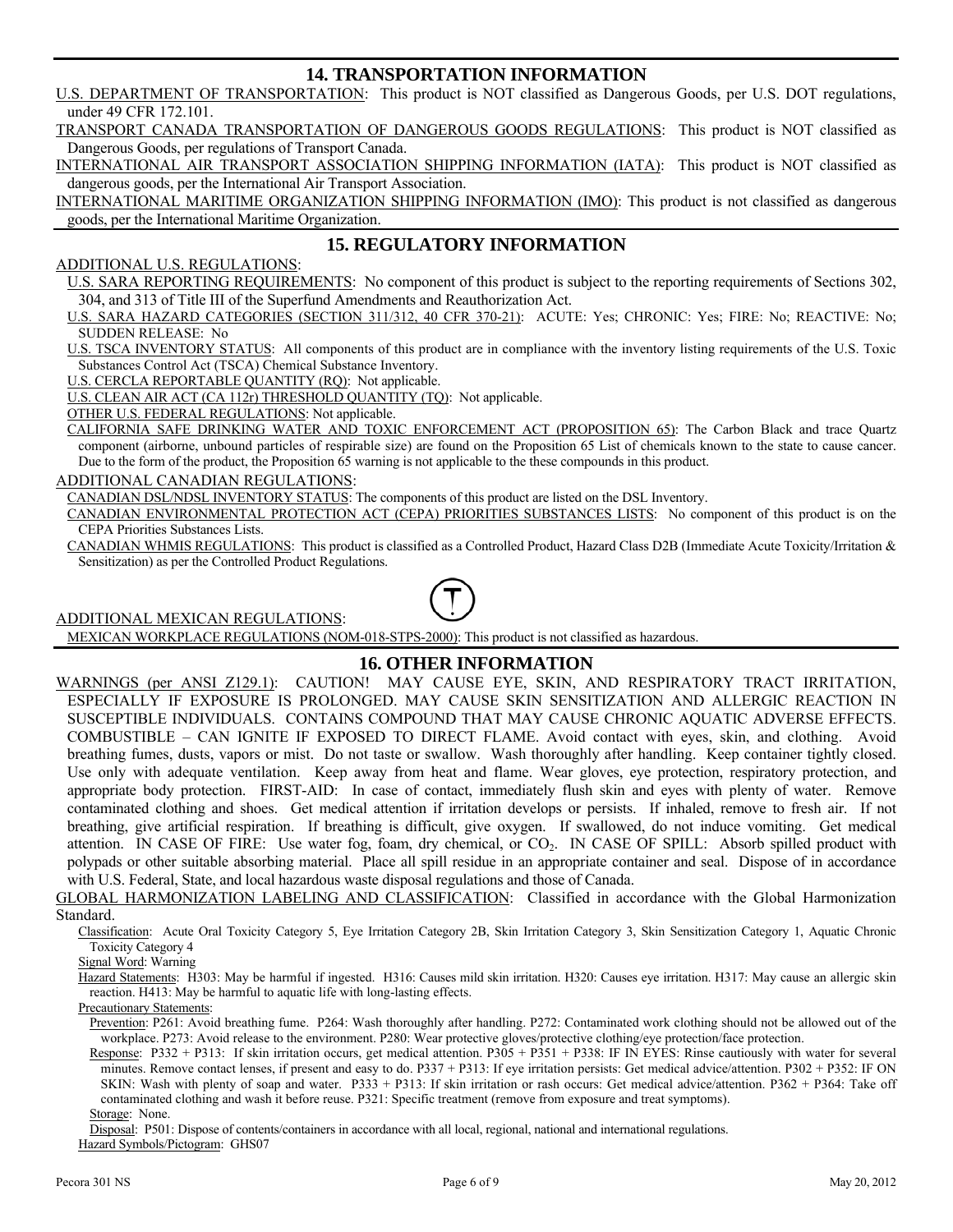## 14. TRANSPORTATION INFORMATION

U.S. DEPARTMENT OF TRANSPORTATION: This product is NOT classified as Dangerous Goods, per U.S. DOT regulations, under 49 CFR 172.101.

TRANSPORT CANADA TRANSPORTATION OF DANGEROUS GOODS REGULATIONS: This product is NOT classified as Dangerous Goods, per regulations of Transport Canada.

INTERNATIONAL AIR TRANSPORT ASSOCIATION SHIPPING INFORMATION (IATA): This product is NOT classified as dangerous goods, per the International Air Transport Association.

INTERNATIONAL MARITIME ORGANIZATION SHIPPING INFORMATION (IMO): This product is not classified as dangerous goods, per the International Maritime Organization.

## 15. REGULATORY INFORMATION

ADDITIONAL U.S. REGULATIONS:

U.S. SARA REPORTING REQUIREMENTS: No component of this product is subject to the reporting requirements of Sections 302, 304, and 313 of Title III of the Superfund Amendments and Reauthorization Act.

U.S. SARA HAZARD CATEGORIES (SECTION 311/312, 40 CFR 370-21): ACUTE: Yes; CHRONIC: Yes; FIRE: No; REACTIVE: No; SUDDEN RELEASE: No

U.S. TSCA INVENTORY STATUS: All components of this product are in compliance with the inventory listing requirements of the U.S. Toxic Substances Control Act (TSCA) Chemical Substance Inventory.

U.S. CERCLA REPORTABLE QUANTITY (RQ): Not applicable.

U.S. CLEAN AIR ACT (CA 112r) THRESHOLD QUANTITY (TQ): Not applicable.

OTHER U.S. FEDERAL REGULATIONS: Not applicable.

CALIFORNIA SAFE DRINKING WATER AND TOXIC ENFORCEMENT ACT (PROPOSITION 65): The Carbon Black and trace Quartz component (airborne, unbound particles of respirable size) are found on the Proposition 65 List of chemicals known to the state to cause cancer. Due to the form of the product, the Proposition 65 warning is not applicable to the these compounds in this product.

ADDITIONAL CANADIAN REGULATIONS:

CANADIAN DSL/NDSL INVENTORY STATUS: The components of this product are listed on the DSL Inventory.

CANADIAN ENVIRONMENTAL PROTECTION ACT (CEPA) PRIORITIES SUBSTANCES LISTS: No component of this product is on the CEPA Priorities Substances Lists.

CANADIAN WHMIS REGULATIONS: This product is classified as a Controlled Product, Hazard Class D2B (Immediate Acute Toxicity/Irritation & Sensitization) as per the Controlled Product Regulations.

ADDITIONAL MEXICAN REGULATIONS:

MEXICAN WORKPLACE REGULATIONS (NOM-018-STPS-2000): This product is not classified as hazardous.

## 16. OTHER INFORMATION

WARNINGS (per ANSI Z129.1): CAUTION! MAY CAUSE EYE, SKIN, AND RESPIRATORY TRACT IRRITATION, ESPECIALLY IF EXPOSURE IS PROLONGED. MAY CAUSE SKIN SENSITIZATION AND ALLERGIC REACTION IN SUSCEPTIBLE INDIVIDUALS. CONTAINS COMPOUND THAT MAY CAUSE CHRONIC AQUATIC ADVERSE EFFECTS. COMBUSTIBLE – CAN IGNITE IF EXPOSED TO DIRECT FLAME. Avoid contact with eyes, skin, and clothing. Avoid breathing fumes, dusts, vapors or mist. Do not taste or swallow. Wash thoroughly after handling. Keep container tightly closed. Use only with adequate ventilation. Keep away from heat and flame. Wear gloves, eye protection, respiratory protection, and appropriate body protection. FIRST-AID: In case of contact, immediately flush skin and eyes with plenty of water. Remove contaminated clothing and shoes. Get medical attention if irritation develops or persists. If inhaled, remove to fresh air. If not breathing, give artificial respiration. If breathing is difficult, give oxygen. If swallowed, do not induce vomiting. Get medical attention. IN CASE OF FIRE: Use water fog, foam, dry chemical, or $CO_2$. IN CASE OF SPILL: Absorb spilled product with polypads or other suitable absorbing material. Place all spill residue in an appropriate container and seal. Dispose of in accordance with U.S. Federal, State, and local hazardous waste disposal regulations and those of Canada.

GLOBAL HARMONIZATION LABELING AND CLASSIFICATION: Classified in accordance with the Global Harmonization Standard.

Classification: Acute Oral Toxicity Category 5, Eye Irritation Category 2B, Skin Irritation Category 3, Skin Sensitization Category 1, Aquatic Chronic Toxicity Category 4

Signal Word: Warning

Hazard Statements: H303: May be harmful if ingested. H316: Causes mild skin irritation. H320: Causes eye irritation. H317: May cause an allergic skin reaction. H413: May be harmful to aquatic life with long-lasting effects.

Precautionary Statements:

Prevention: P261: Avoid breathing fume. P264: Wash thoroughly after handling. P272: Contaminated work clothing should not be allowed out of the workplace. P273: Avoid release to the environment. P280: Wear protective gloves/protective clothing/eye protection/face protection.

Response: P332 + P313: If skin irritation occurs, get medical attention. P305 + P351 + P338: IF IN EYES: Rinse cautiously with water for several minutes. Remove contact lenses, if present and easy to do. P337 + P313: If eye irritation persists: Get medical advice/attention. P302 + P352: IF ON SKIN: Wash with plenty of soap and water. P333 + P313: If skin irritation or rash occurs: Get medical advice/attention. P362 + P364: Take off contaminated clothing and wash it before reuse. P321: Specific treatment (remove from exposure and treat symptoms).

Storage: None.

Disposal: P501: Dispose of contents/containers in accordance with all local, regional, national and international regulations.

Hazard Symbols/Pictogram: GHS07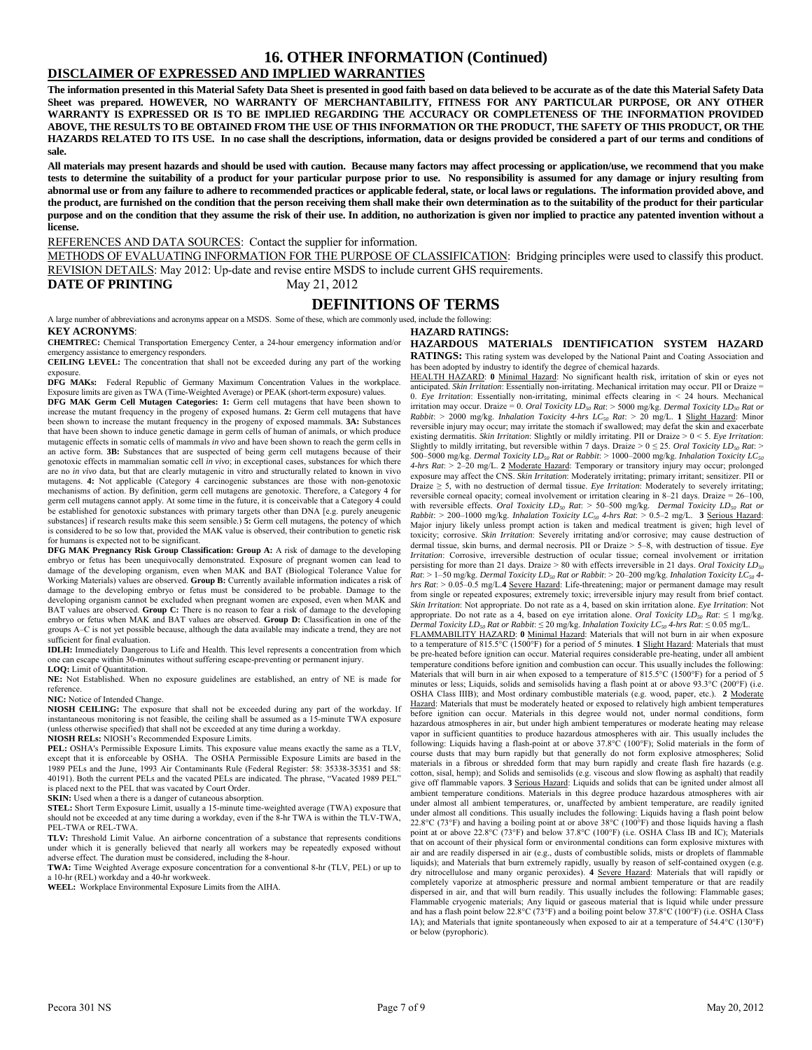# 16. OTHER INFORMATION (Continued)

## DISCLAIMER OF EXPRESSED AND IMPLIED WARRANTIES

**The information presented in this Material Safety Data Sheet is presented in good faith based on data believed to be accurate as of the date this Material Safety Data Sheet was prepared. HOWEVER, NO WARRANTY OF MERCHANTABILITY, FITNESS FOR ANY PARTICULAR PURPOSE, OR ANY OTHER WARRANTY IS EXPRESSED OR IS TO BE IMPLIED REGARDING THE ACCURACY OR COMPLETENESS OF THE INFORMATION PROVIDED ABOVE, THE RESULTS TO BE OBTAINED FROM THE USE OF THIS INFORMATION OR THE PRODUCT, THE SAFETY OF THIS PRODUCT, OR THE HAZARDS RELATED TO ITS USE. In no case shall the descriptions, information, data or designs provided be considered a part of our terms and conditions of sale.**

**All materials may present hazards and should be used with caution. Because many factors may affect processing or application/use, we recommend that you make tests to determine the suitability of a product for your particular purpose prior to use. No responsibility is assumed for any damage or injury resulting from abnormal use or from any failure to adhere to recommended practices or applicable federal, state, or local laws or regulations. The information provided above, and the product, are furnished on the condition that the person receiving them shall make their own determination as to the suitability of the product for their particular purpose and on the condition that they assume the risk of their use. In addition, no authorization is given nor implied to practice any patented invention without a license.**

REFERENCES AND DATA SOURCES: Contact the supplier for information.

METHODS OF EVALUATING INFORMATION FOR THE PURPOSE OF CLASSIFICATION: Bridging principles were used to classify this product.

REVISION DETAILS: May 2012: Up-date and revise entire MSDS to include current GHS requirements.

**DATE OF PRINTING** May 21, 2012

# DEFINITIONS OF TERMS

A large number of abbreviations and acronyms appear on a MSDS. Some of these, which are commonly used, include the following:

**KEY ACRONYMS**:

**CHEMTREC:** Chemical Transportation Emergency Center, a 24-hour emergency information and/or emergency assistance to emergency responders.

**CEILING LEVEL:** The concentration that shall not be exceeded during any part of the working exposure.

**DFG MAKs:** Federal Republic of Germany Maximum Concentration Values in the workplace. Exposure limits are given as TWA (Time-Weighted Average) or PEAK (short-term exposure) values.

**DFG MAK Germ Cell Mutagen Categories: 1:** Germ cell mutagens that have been shown to increase the mutant frequency in the progeny of exposed humans. **2:** Germ cell mutagens that have been shown to increase the mutant frequency in the progeny of exposed mammals. **3A:** Substances that have been shown to induce genetic damage in germ cells of human of animals, or which produce mutagenic effects in somatic cells of mammals *in vivo* and have been shown to reach the germ cells in an active form. **3B:** Substances that are suspected of being germ cell mutagens because of their genotoxic effects in mammalian somatic cell *in vivo*; in exceptional cases, substances for which there are no *in vivo* data, but that are clearly mutagenic in vitro and structurally related to known in vivo mutagens. **4:** Not applicable (Category 4 carcinogenic substances are those with non-genotoxic mechanisms of action. By definition, germ cell mutagens are genotoxic. Therefore, a Category 4 for germ cell mutagens cannot apply. At some time in the future, it is conceivable that a Category 4 could be established for genotoxic substances with primary targets other than DNA [e.g. purely aneugenic substances] if research results make this seem sensible.) **5:** Germ cell mutagens, the potency of which is considered to be so low that, provided the MAK value is observed, their contribution to genetic risk for humans is expected not to be significant.

**DFG MAK Pregnancy Risk Group Classification: Group A:** A risk of damage to the developing embryo or fetus has been unequivocally demonstrated. Exposure of pregnant women can lead to damage of the developing organism, even when MAK and BAT (Biological Tolerance Value for Working Materials) values are observed. **Group B:** Currently available information indicates a risk of damage to the developing embryo or fetus must be considered to be probable. Damage to the developing organism cannot be excluded when pregnant women are exposed, even when MAK and BAT values are observed. **Group C:** There is no reason to fear a risk of damage to the developing embryo or fetus when MAK and BAT values are observed. **Group D:** Classification in one of the groups A–C is not yet possible because, although the data available may indicate a trend, they are not sufficient for final evaluation.

**IDLH:** Immediately Dangerous to Life and Health. This level represents a concentration from which one can escape within 30-minutes without suffering escape-preventing or permanent injury.

**LOQ:** Limit of Quantitation.

**NE:** Not Established. When no exposure guidelines are established, an entry of NE is made for reference.

**NIC:** Notice of Intended Change.

**NIOSH CEILING:** The exposure that shall not be exceeded during any part of the workday. If instantaneous monitoring is not feasible, the ceiling shall be assumed as a 15-minute TWA exposure (unless otherwise specified) that shall not be exceeded at any time during a workday.

**NIOSH RELs:** NIOSH's Recommended Exposure Limits.

**PEL:** OSHA's Permissible Exposure Limits. This exposure value means exactly the same as a TLV, except that it is enforceable by OSHA. The OSHA Permissible Exposure Limits are based in the 1989 PELs and the June, 1993 Air Contaminants Rule (Federal Register: 58: 35338-35351 and 58: 40191). Both the current PELs and the vacated PELs are indicated. The phrase, "Vacated 1989 PEL" is placed next to the PEL that was vacated by Court Order.

**SKIN:** Used when a there is a danger of cutaneous absorption.

**STEL:** Short Term Exposure Limit, usually a 15-minute time-weighted average (TWA) exposure that should not be exceeded at any time during a workday, even if the 8-hr TWA is within the TLV-TWA, PEL-TWA or REL-TWA.

**TLV:** Threshold Limit Value. An airborne concentration of a substance that represents conditions under which it is generally believed that nearly all workers may be repeatedly exposed without adverse effect. The duration must be considered, including the 8-hour.

**TWA:** Time Weighted Average exposure concentration for a conventional 8-hr (TLV, PEL) or up to a 10-hr (REL) workday and a 40-hr workweek.

**WEEL:** Workplace Environmental Exposure Limits from the AIHA.

**HAZARD RATINGS:**

**HAZARDOUS MATERIALS IDENTIFICATION SYSTEM HAZARD RATINGS:** This rating system was developed by the National Paint and Coating Association and has been adopted by industry to identify the degree of chemical hazards.

HEALTH HAZARD: **0** Minimal Hazard: No significant health risk, irritation of skin or eyes not anticipated. *Skin Irritation*: Essentially non-irritating. Mechanical irritation may occur. PII or Draize = 0. *Eye Irritation*: Essentially non-irritating, minimal effects clearing in < 24 hours. Mechanical irritation may occur. Draize = 0. *Oral Toxicity $LD_{50}$ Rat*: > 5000 mg/kg. *Dermal Toxicity $LD_{50}$ Rat or Rabbit*: > 2000 mg/kg. *Inhalation Toxicity 4-hrs $LC_{50}$ Rat*: > 20 mg/L. **1** Slight Hazard: Minor reversible injury may occur; may irritate the stomach if swallowed; may defat the skin and exacerbate existing dermatitis. *Skin Irritation*: Slightly or mildly irritating. PII or Draize > 0 < 5. *Eye Irritation*: Slightly to mildly irritating, but reversible within 7 days. Draize > 0 ≤ 25. *Oral Toxicity $LD_{50}$ Rat*: > 500–5000 mg/kg. *Dermal Toxicity $LD_{50}$ Rat or Rabbit*: > 1000–2000 mg/kg. *Inhalation Toxicity $LC_{50}$ 4-hrs Rat*: > 2–20 mg/L. **2** Moderate Hazard: Temporary or transitory injury may occur; prolonged exposure may affect the CNS. *Skin Irritation*: Moderately irritating; primary irritant; sensitizer. PII or Draize ≥ 5, with no destruction of dermal tissue. *Eye Irritation*: Moderately to severely irritating; reversible corneal opacity; corneal involvement or irritation clearing in 8–21 days. Draize = 26–100, with reversible effects. *Oral Toxicity $LD_{50}$ Rat*: > 50–500 mg/kg. *Dermal Toxicity $LD_{50}$ Rat or Rabbit*: > 200–1000 mg/kg. *Inhalation Toxicity $LC_{50}$ 4-hrs Rat*: > 0.5–2 mg/L. **3** Serious Hazard: Major injury likely unless prompt action is taken and medical treatment is given; high level of toxicity; corrosive. *Skin Irritation*: Severely irritating and/or corrosive; may cause destruction of dermal tissue, skin burns, and dermal necrosis. PII or Draize > 5–8, with destruction of tissue. *Eye Irritation*: Corrosive, irreversible destruction of ocular tissue; corneal involvement or irritation persisting for more than 21 days. Draize > 80 with effects irreversible in 21 days. *Oral Toxicity $LD_{50}$ Rat*: > 1–50 mg/kg. *Dermal Toxicity $LD_{50}$ Rat or Rabbit*: > 20–200 mg/kg. *Inhalation Toxicity $LC_{50}$ 4-hrs Rat*: > 0.05–0.5 mg/L.**4** Severe Hazard: Life-threatening; major or permanent damage may result from single or repeated exposures; extremely toxic; irreversible injury may result from brief contact. *Skin Irritation*: Not appropriate. Do not rate as a 4, based on skin irritation alone. *Eye Irritation*: Not appropriate. Do not rate as a 4, based on eye irritation alone. *Oral Toxicity $LD_{50}$ Rat*: ≤ 1 mg/kg. *Dermal Toxicity $LD_{50}$ Rat or Rabbit*: ≤ 20 mg/kg. *Inhalation Toxicity $LC_{50}$ 4-hrs Rat*: ≤ 0.05 mg/L.

FLAMMABILITY HAZARD: **0** Minimal Hazard: Materials that will not burn in air when exposure to a temperature of 815.5°C (1500°F) for a period of 5 minutes. **1** Slight Hazard: Materials that must be pre-heated before ignition can occur. Material requires considerable pre-heating, under all ambient temperature conditions before ignition and combustion can occur. This usually includes the following: Materials that will burn in air when exposed to a temperature of 815.5°C (1500°F) for a period of 5 minutes or less; Liquids, solids and semisolids having a flash point at or above 93.3°C (200°F) (i.e. OSHA Class IIIB); and Most ordinary combustible materials (e.g. wood, paper, etc.). **2** Moderate Hazard: Materials that must be moderately heated or exposed to relatively high ambient temperatures before ignition can occur. Materials in this degree would not, under normal conditions, form hazardous atmospheres in air, but under high ambient temperatures or moderate heating may release vapor in sufficient quantities to produce hazardous atmospheres with air. This usually includes the following: Liquids having a flash-point at or above 37.8°C (100°F); Solid materials in the form of course dusts that may burn rapidly but that generally do not form explosive atmospheres; Solid materials in a fibrous or shredded form that may burn rapidly and create flash fire hazards (e.g. cotton, sisal, hemp); and Solids and semisolids (e.g. viscous and slow flowing as asphalt) that readily give off flammable vapors. **3** Serious Hazard: Liquids and solids that can be ignited under almost all ambient temperature conditions. Materials in this degree produce hazardous atmospheres with air under almost all ambient temperatures, or, unaffected by ambient temperature, are readily ignited under almost all conditions. This usually includes the following: Liquids having a flash point below 22.8°C (73°F) and having a boiling point at or above 38°C (100°F) and those liquids having a flash point at or above 22.8°C (73°F) and below 37.8°C (100°F) (i.e. OSHA Class IB and IC); Materials that on account of their physical form or environmental conditions can form explosive mixtures with air and are readily dispersed in air (e.g., dusts of combustible solids, mists or droplets of flammable liquids); and Materials that burn extremely rapidly, usually by reason of self-contained oxygen (e.g. dry nitrocellulose and many organic peroxides). **4** Severe Hazard: Materials that will rapidly or completely vaporize at atmospheric pressure and normal ambient temperature or that are readily dispersed in air, and that will burn readily. This usually includes the following: Flammable gases; Flammable cryogenic materials; Any liquid or gaseous material that is liquid while under pressure and has a flash point below 22.8°C (73°F) and a boiling point below 37.8°C (100°F) (i.e. OSHA Class IA); and Materials that ignite spontaneously when exposed to air at a temperature of 54.4°C (130°F) or below (pyrophoric).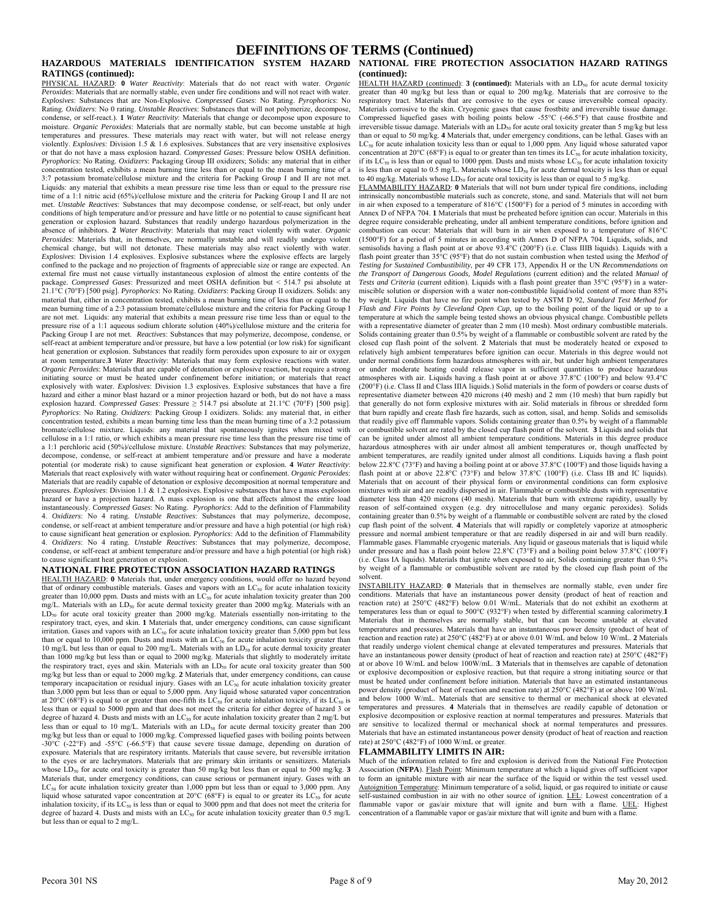# DEFINITIONS OF TERMS (Continued)

## HAZARDOUS MATERIALS IDENTIFICATION SYSTEM HAZARD RATINGS (continued):

PHYSICAL HAZARD: **0** *Water Reactivity*: Materials that do not react with water. *Organic Peroxides*: Materials that are normally stable, even under fire conditions and will not react with water. *Explosives*: Substances that are Non-Explosive. *Compressed Gases*: No Rating. *Pyrophorics*: No Rating. *Oxidizers*: No 0 rating. *Unstable Reactives*: Substances that will not polymerize, decompose, condense, or self-react.). **1** *Water Reactivity*: Materials that change or decompose upon exposure to moisture. *Organic Peroxides*: Materials that are normally stable, but can become unstable at high temperatures and pressures. These materials may react with water, but will not release energy violently. *Explosives*: Division 1.5 & 1.6 explosives. Substances that are very insensitive explosives or that do not have a mass explosion hazard. *Compressed Gases*: Pressure below OSHA definition. *Pyrophorics*: No Rating. *Oxidizers*: Packaging Group III oxidizers; Solids: any material that in either concentration tested, exhibits a mean burning time less than or equal to the mean burning time of a 3:7 potassium bromate/cellulose mixture and the criteria for Packing Group I and II are not met. Liquids: any material that exhibits a mean pressure rise time less than or equal to the pressure rise time of a 1:1 nitric acid (65%)/cellulose mixture and the criteria for Packing Group I and II are not met. *Unstable Reactives*: Substances that may decompose condense, or self-react, but only under conditions of high temperature and/or pressure and have little or no potential to cause significant heat generation or explosion hazard. Substances that readily undergo hazardous polymerization in the absence of inhibitors. **2** *Water Reactivity*: Materials that may react violently with water. *Organic Peroxides*: Materials that, in themselves, are normally unstable and will readily undergo violent chemical change, but will not detonate. These materials may also react violently with water. *Explosives*: Division 1.4 explosives. Explosive substances where the explosive effects are largely confined to the package and no projection of fragments of appreciable size or range are expected. An external fire must not cause virtually instantaneous explosion of almost the entire contents of the package. *Compressed Gases*: Pressurized and meet OSHA definition but < 514.7 psi absolute at 21.1°C (70°F) [500 psig]. *Pyrophorics*: No Rating. *Oxidizers*: Packing Group II oxidizers. Solids: any material that, either in concentration tested, exhibits a mean burning time of less than or equal to the mean burning time of a 2:3 potassium bromate/cellulose mixture and the criteria for Packing Group I are not met. Liquids: any material that exhibits a mean pressure rise time less than or equal to the pressure rise of a 1:1 aqueous sodium chlorate solution (40%)/cellulose mixture and the criteria for Packing Group I are not met. *Reactives*: Substances that may polymerize, decompose, condense, or self-react at ambient temperature and/or pressure, but have a low potential (or low risk) for significant heat generation or explosion. Substances that readily form peroxides upon exposure to air or oxygen at room temperature.**3** *Water Reactivity*: Materials that may form explosive reactions with water. *Organic Peroxides*: Materials that are capable of detonation or explosive reaction, but require a strong initiating source or must be heated under confinement before initiation; or materials that react explosively with water. *Explosives*: Division 1.3 explosives. Explosive substances that have a fire hazard and either a minor blast hazard or a minor projection hazard or both, but do not have a mass explosion hazard. *Compressed Gases*: Pressure ≥ 514.7 psi absolute at 21.1°C (70°F) [500 psig]. *Pyrophorics*: No Rating. *Oxidizers*: Packing Group I oxidizers. Solids: any material that, in either concentration tested, exhibits a mean burning time less than the mean burning time of a 3:2 potassium bromate/cellulose mixture. Liquids: any material that spontaneously ignites when mixed with cellulose in a 1:1 ratio, or which exhibits a mean pressure rise time less than the pressure rise time of a 1:1 perchloric acid (50%)/cellulose mixture. *Unstable Reactives*: Substances that may polymerize, decompose, condense, or self-react at ambient temperature and/or pressure and have a moderate potential (or moderate risk) to cause significant heat generation or explosion. **4** *Water Reactivity*: Materials that react explosively with water without requiring heat or confinement. *Organic Peroxides*: Materials that are readily capable of detonation or explosive decomposition at normal temperature and pressures. *Explosives*: Division 1.1 & 1.2 explosives. Explosive substances that have a mass explosion hazard or have a projection hazard. A mass explosion is one that affects almost the entire load instantaneously. *Compressed Gases*: No Rating. *Pyrophorics*: Add to the definition of Flammability 4. *Oxidizers*: No 4 rating. *Unstable Reactives*: Substances that may polymerize, decompose, condense, or self-react at ambient temperature and/or pressure and have a high potential (or high risk) to cause significant heat generation or explosion. *Pyrophorics*: Add to the definition of Flammability 4. *Oxidizers*: No 4 rating. *Unstable Reactives*: Substances that may polymerize, decompose, condense, or self-react at ambient temperature and/or pressure and have a high potential (or high risk) to cause significant heat generation or explosion.

## NATIONAL FIRE PROTECTION ASSOCIATION HAZARD RATINGS

HEALTH HAZARD: **0** Materials that, under emergency conditions, would offer no hazard beyond that of ordinary combustible materials. Gases and vapors with an $LC_{50}$ for acute inhalation toxicity greater than 10,000 ppm. Dusts and mists with an $LC_{50}$ for acute inhalation toxicity greater than 200 mg/L. Materials with an $LD_{50}$ for acute dermal toxicity greater than 2000 mg/kg. Materials with an $LD_{50}$ for acute oral toxicity greater than 2000 mg/kg. Materials essentially non-irritating to the respiratory tract, eyes, and skin. **1** Materials that, under emergency conditions, can cause significant irritation. Gases and vapors with an $LC_{50}$ for acute inhalation toxicity greater than 5,000 ppm but less than or equal to 10,000 ppm. Dusts and mists with an $LC_{50}$ for acute inhalation toxicity greater than 10 mg/L but less than or equal to 200 mg/L. Materials with an $LD_{50}$ for acute dermal toxicity greater than 1000 mg/kg but less than or equal to 2000 mg/kg. Materials that slightly to moderately irritate the respiratory tract, eyes and skin. Materials with an $LD_{50}$ for acute oral toxicity greater than 500 mg/kg but less than or equal to 2000 mg/kg. **2** Materials that, under emergency conditions, can cause temporary incapacitation or residual injury. Gases with an $LC_{50}$ for acute inhalation toxicity greater than 3,000 ppm but less than or equal to 5,000 ppm. Any liquid whose saturated vapor concentration at 20°C (68°F) is equal to or greater than one-fifth its $LC_{50}$ for acute inhalation toxicity, if its $LC_{50}$ is less than or equal to 5000 ppm and that does not meet the criteria for either degree of hazard 3 or degree of hazard 4. Dusts and mists with an $LC_{50}$ for acute inhalation toxicity greater than 2 mg/L but less than or equal to 10 mg/L. Materials with an $LD_{50}$ for acute dermal toxicity greater than 200 mg/kg but less than or equal to 1000 mg/kg. Compressed liquefied gases with boiling points between -30°C (-22°F) and -55°C (-66.5°F) that cause severe tissue damage, depending on duration of exposure. Materials that are respiratory irritants. Materials that cause severe, but reversible irritation to the eyes or are lachrymators. Materials that are primary skin irritants or sensitizers. Materials whose $LD_{50}$ for acute oral toxicity is greater than 50 mg/kg but less than or equal to 500 mg/kg. **3** Materials that, under emergency conditions, can cause serious or permanent injury. Gases with an $LC_{50}$ for acute inhalation toxicity greater than 1,000 ppm but less than or equal to 3,000 ppm. Any liquid whose saturated vapor concentration at 20°C (68°F) is equal to or greater than its $LC_{50}$ for acute inhalation toxicity, if its $LC_{50}$ is less than or equal to 3000 ppm and that does not meet the criteria for degree of hazard 4. Dusts and mists with an $LC_{50}$ for acute inhalation toxicity greater than 0.5 mg/L but less than or equal to 2 mg/L.

## NATIONAL FIRE PROTECTION ASSOCIATION HAZARD RATINGS (continued):

HEALTH HAZARD (continued): **3 (continued):** Materials with an $LD_{50}$ for acute dermal toxicity greater than 40 mg/kg but less than or equal to 200 mg/kg. Materials that are corrosive to the respiratory tract. Materials that are corrosive to the eyes or cause irreversible corneal opacity. Materials corrosive to the skin. Cryogenic gases that cause frostbite and irreversible tissue damage. Compressed liquefied gases with boiling points below -55°C (-66.5°F) that cause frostbite and irreversible tissue damage. Materials with an $LD_{50}$ for acute oral toxicity greater than 5 mg/kg but less than or equal to 50 mg/kg. **4** Materials that, under emergency conditions, can be lethal. Gases with an $LC_{50}$ for acute inhalation toxicity less than or equal to 1,000 ppm. Any liquid whose saturated vapor concentration at 20°C (68°F) is equal to or greater than ten times its $LC_{50}$ for acute inhalation toxicity, if its $LC_{50}$ is less than or equal to 1000 ppm. Dusts and mists whose $LC_{50}$ for acute inhalation toxicity is less than or equal to 0.5 mg/L. Materials whose $LD_{50}$ for acute dermal toxicity is less than or equal to 40 mg/kg. Materials whose $LD_{50}$ for acute oral toxicity is less than or equal to 5 mg/kg.

FLAMMABILITY HAZARD: **0** Materials that will not burn under typical fire conditions, including intrinsically noncombustible materials such as concrete, stone, and sand. Materials that will not burn in air when exposed to a temperature of 816°C (1500°F) for a period of 5 minutes in according with Annex D of NFPA 704. **1** Materials that must be preheated before ignition can occur. Materials in this degree require considerable preheating, under all ambient temperature conditions, before ignition and combustion can occur: Materials that will burn in air when exposed to a temperature of 816°C (1500°F) for a period of 5 minutes in according with Annex D of NFPA 704. Liquids, solids, and semisolids having a flash point at or above 93.4°C (200°F) (i.e. Class IIIB liquids). Liquids with a flash point greater than 35°C (95°F) that do not sustain combustion when tested using the *Method of Testing for Sustained Combustibility*, per 49 CFR 173, Appendix H or the UN *Recommendations on the Transport of Dangerous Goods, Model Regulations* (current edition) and the related *Manual of Tests and Criteria* (current edition). Liquids with a flash point greater than 35°C (95°F) in a water-miscible solution or dispersion with a water non-combustible liquid/solid content of more than 85% by weight. Liquids that have no fire point when tested by ASTM D 92, *Standard Test Method for Flash and Fire Points by Cleveland Open Cup*, up to the boiling point of the liquid or up to a temperature at which the sample being tested shows an obvious physical change. Combustible pellets with a representative diameter of greater than 2 mm (10 mesh). Most ordinary combustible materials. Solids containing greater than 0.5% by weight of a flammable or combustible solvent are rated by the closed cup flash point of the solvent. **2** Materials that must be moderately heated or exposed to relatively high ambient temperatures before ignition can occur. Materials in this degree would not under normal conditions form hazardous atmospheres with air, but under high ambient temperatures or under moderate heating could release vapor in sufficient quantities to produce hazardous atmospheres with air. Liquids having a flash point at or above 37.8°C (100°F) and below 93.4°C (200°F) (i.e. Class II and Class IIIA liquids.) Solid materials in the form of powders or coarse dusts of representative diameter between 420 microns (40 mesh) and 2 mm (10 mesh) that burn rapidly but that generally do not form explosive mixtures with air. Solid materials in fibrous or shredded form that burn rapidly and create flash fire hazards, such as cotton, sisal, and hemp. Solids and semisolids that readily give off flammable vapors. Solids containing greater than 0.5% by weight of a flammable or combustible solvent are rated by the closed cup flash point of the solvent. **3** Liquids and solids that can be ignited under almost all ambient temperature conditions. Materials in this degree produce hazardous atmospheres with air under almost all ambient temperatures or, though unaffected by ambient temperatures, are readily ignited under almost all conditions. Liquids having a flash point below 22.8°C (73°F) and having a boiling point at or above 37.8°C (100°F) and those liquids having a flash point at or above 22.8°C (73°F) and below 37.8°C (100°F) (i.e. Class IB and IC liquids). Materials that on account of their physical form or environmental conditions can form explosive mixtures with air and are readily dispersed in air. Flammable or combustible dusts with representative diameter less than 420 microns (40 mesh). Materials that burn with extreme rapidity, usually by reason of self-contained oxygen (e.g. dry nitrocellulose and many organic peroxides). Solids containing greater than 0.5% by weight of a flammable or combustible solvent are rated by the closed cup flash point of the solvent. **4** Materials that will rapidly or completely vaporize at atmospheric pressure and normal ambient temperature or that are readily dispersed in air and will burn readily. Flammable gases. Flammable cryogenic materials. Any liquid or gaseous materials that is liquid while under pressure and has a flash point below 22.8°C (73°F) and a boiling point below 37.8°C (100°F) (i.e. Class IA liquids). Materials that ignite when exposed to air, Solids containing greater than 0.5% by weight of a flammable or combustible solvent are rated by the closed cup flash point of the solvent.

INSTABILITY HAZARD: **0** Materials that in themselves are normally stable, even under fire conditions. Materials that have an instantaneous power density (product of heat of reaction and reaction rate) at 250°C (482°F) below 0.01 W/mL. Materials that do not exhibit an exotherm at temperatures less than or equal to 500°C (932°F) when tested by differential scanning calorimetry.**1** Materials that in themselves are normally stable, but that can become unstable at elevated temperatures and pressures. Materials that have an instantaneous power density (product of heat of reaction and reaction rate) at 250°C (482°F) at or above 0.01 W/mL and below 10 W/mL. **2** Materials that readily undergo violent chemical change at elevated temperatures and pressures. Materials that have an instantaneous power density (product of heat of reaction and reaction rate) at 250°C (482°F) at or above 10 W/mL and below 100W/mL. **3** Materials that in themselves are capable of detonation or explosive decomposition or explosive reaction, but that require a strong initiating source or that must be heated under confinement before initiation. Materials that have an estimated instantaneous power density (product of heat of reaction and reaction rate) at 250°C (482°F) at or above 100 W/mL and below 1000 W/mL. Materials that are sensitive to thermal or mechanical shock at elevated temperatures and pressures. **4** Materials that in themselves are readily capable of detonation or explosive decomposition or explosive reaction at normal temperatures and pressures. Materials that are sensitive to localized thermal or mechanical shock at normal temperatures and pressures. Materials that have an estimated instantaneous power density (product of heat of reaction and reaction rate) at 250°C (482°F) of 1000 W/mL or greater.

## FLAMMABILITY LIMITS IN AIR:

Much of the information related to fire and explosion is derived from the National Fire Protection Association (**NFPA**). Flash Point: Minimum temperature at which a liquid gives off sufficient vapor to form an ignitable mixture with air near the surface of the liquid or within the test vessel used. Autoignition Temperature: Minimum temperature of a solid, liquid, or gas required to initiate or cause self-sustained combustion in air with no other source of ignition. LEL: Lowest concentration of a flammable vapor or gas/air mixture that will ignite and burn with a flame. UEL: Highest concentration of a flammable vapor or gas/air mixture that will ignite and burn with a flame.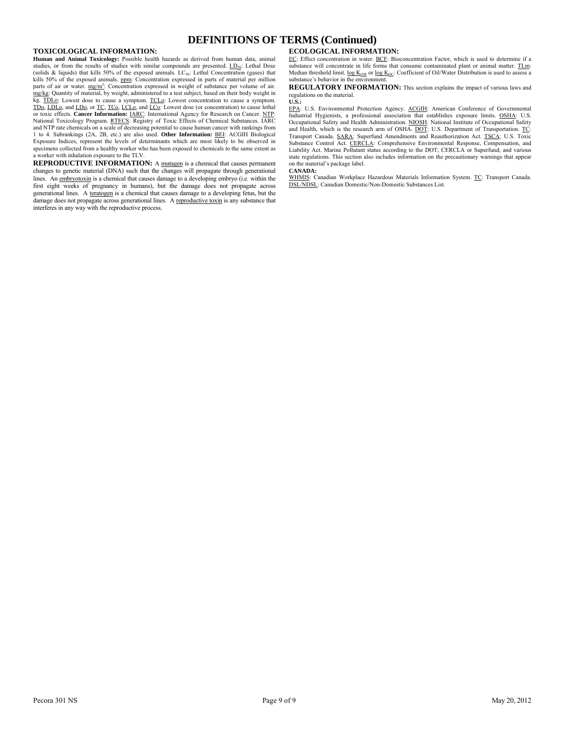# DEFINITIONS OF TERMS (Continued)

## TOXICOLOGICAL INFORMATION:

**Human and Animal Toxicology:** Possible health hazards as derived from human data, animal studies, or from the results of studies with similar compounds are presented. $LD_{50}$: Lethal Dose (solids & liquids) that kills 50% of the exposed animals. $LC_{50}$: Lethal Concentration (gases) that kills 50% of the exposed animals. ppm: Concentration expressed in parts of material per million parts of air or water. $mg/m^3$: Concentration expressed in weight of substance per volume of air. mg/kg: Quantity of material, by weight, administered to a test subject, based on their body weight in kg. TDLo: Lowest dose to cause a symptom. TCLo: Lowest concentration to cause a symptom. TDo, LDLo, and LDo, or TC, TCo, LCLo, and LCo: Lowest dose (or concentration) to cause lethal or toxic effects. **Cancer Information:** IARC: International Agency for Research on Cancer. NTP: National Toxicology Program. RTECS: Registry of Toxic Effects of Chemical Substances. IARC and NTP rate chemicals on a scale of decreasing potential to cause human cancer with rankings from 1 to 4. Subrankings (2A, 2B, etc.) are also used. **Other Information:** BEI: ACGIH Biological Exposure Indices, represent the levels of determinants which are most likely to be observed in specimens collected from a healthy worker who has been exposed to chemicals to the same extent as a worker with inhalation exposure to the TLV.

**REPRODUCTIVE INFORMATION:** A mutagen is a chemical that causes permanent changes to genetic material (DNA) such that the changes will propagate through generational lines. An embryotoxin is a chemical that causes damage to a developing embryo (i.e. within the first eight weeks of pregnancy in humans), but the damage does not propagate across generational lines. A teratogen is a chemical that causes damage to a developing fetus, but the damage does not propagate across generational lines. A reproductive toxin is any substance that interferes in any way with the reproductive process.

## ECOLOGICAL INFORMATION:

EC: Effect concentration in water. BCF: Bioconcentration Factor, which is used to determine if a substance will concentrate in life forms that consume contaminated plant or animal matter. TLm: Median threshold limit. log $K_{OW}$ or log $K_{OC}$: Coefficient of Oil/Water Distribution is used to assess a substance's behavior in the environment.

**REGULATORY INFORMATION:** This section explains the impact of various laws and regulations on the material.

**U.S.:**

EPA: U.S. Environmental Protection Agency. ACGIH: American Conference of Governmental Industrial Hygienists, a professional association that establishes exposure limits. OSHA: U.S. Occupational Safety and Health Administration. NIOSH: National Institute of Occupational Safety and Health, which is the research arm of OSHA. DOT: U.S. Department of Transportation. TC: Transport Canada. SARA: Superfund Amendments and Reauthorization Act. TSCA: U.S. Toxic Substance Control Act. CERCLA: Comprehensive Environmental Response, Compensation, and Liability Act. Marine Pollutant status according to the DOT; CERCLA or Superfund; and various state regulations. This section also includes information on the precautionary warnings that appear on the material's package label.

**CANADA:**

WHMIS: Canadian Workplace Hazardous Materials Information System. TC: Transport Canada. DSL/NDSL: Canadian Domestic/Non-Domestic Substances List.